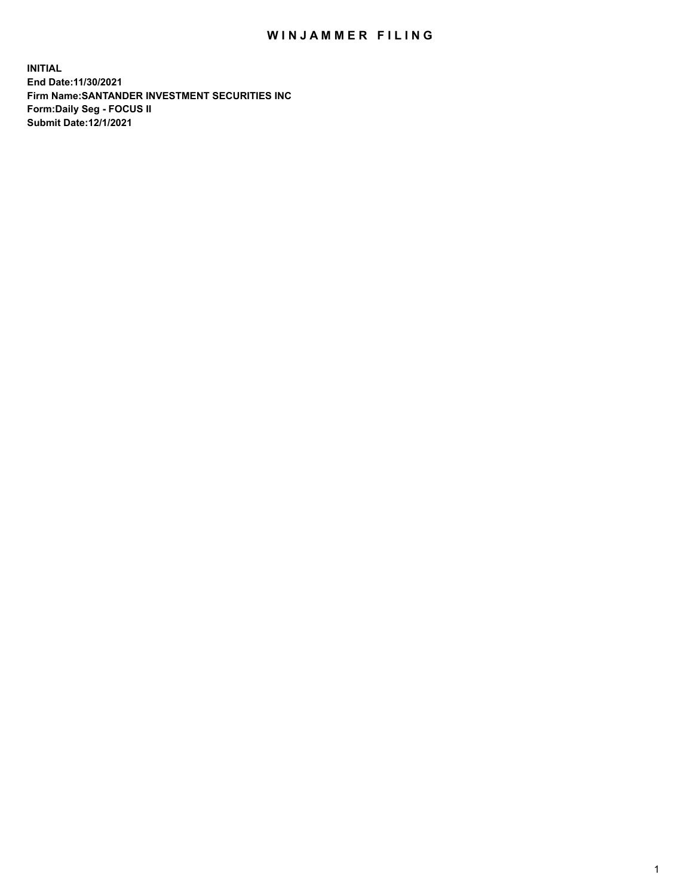# WINJAMMER FILING

**INITIAL**
**End Date:11/30/2021**
**Firm Name:SANTANDER INVESTMENT SECURITIES INC**
**Form:Daily Seg - FOCUS II**
**Submit Date:12/1/2021**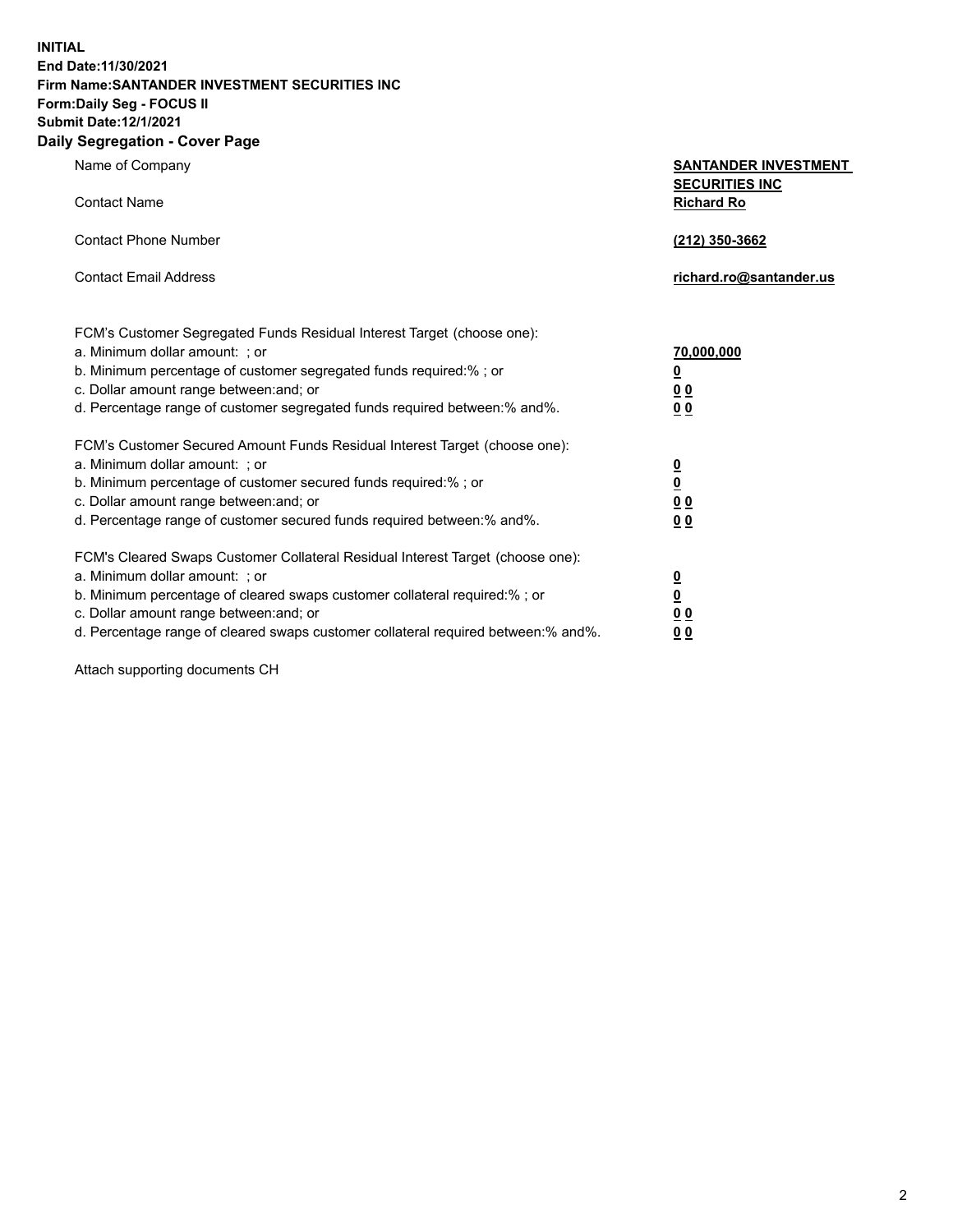**INITIAL**
**End Date:11/30/2021**
**Firm Name:SANTANDER INVESTMENT SECURITIES INC**
**Form:Daily Seg - FOCUS II**
**Submit Date:12/1/2021**

## Daily Segregation - Cover Page

| | |
|---|---|
| Name of Company | **SANTANDER INVESTMENT SECURITIES INC** |
| Contact Name | **Richard Ro** |
| Contact Phone Number | **(212) 350-3662** |
| Contact Email Address | **richard.ro@santander.us** |

FCM's Customer Segregated Funds Residual Interest Target (choose one):

| | |
|---|---|
| a. Minimum dollar amount: ; or | **70,000,000** |
| b. Minimum percentage of customer segregated funds required:% ; or | **0** |
| c. Dollar amount range between:and; or | **0 0** |
| d. Percentage range of customer segregated funds required between:% and%. | **0 0** |

FCM's Customer Secured Amount Funds Residual Interest Target (choose one):

| | |
|---|---|
| a. Minimum dollar amount: ; or | **0** |
| b. Minimum percentage of customer secured funds required:% ; or | **0** |
| c. Dollar amount range between:and; or | **0 0** |
| d. Percentage range of customer secured funds required between:% and%. | **0 0** |

FCM's Cleared Swaps Customer Collateral Residual Interest Target (choose one):

| | |
|---|---|
| a. Minimum dollar amount: ; or | **0** |
| b. Minimum percentage of cleared swaps customer collateral required:% ; or | **0** |
| c. Dollar amount range between:and; or | **0 0** |
| d. Percentage range of cleared swaps customer collateral required between:% and%. | **0 0** |

Attach supporting documents CH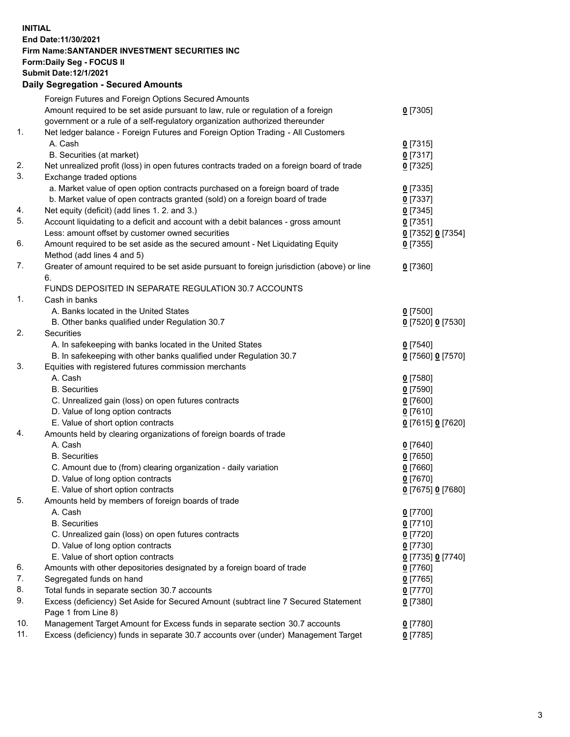**INITIAL**
**End Date:11/30/2021**
**Firm Name:SANTANDER INVESTMENT SECURITIES INC**
**Form:Daily Seg - FOCUS II**
**Submit Date:12/1/2021**

## Daily Segregation - Secured Amounts

| | | |
|---|---|---|
| | Foreign Futures and Foreign Options Secured Amounts | |
| | Amount required to be set aside pursuant to law, rule or regulation of a foreign government or a rule of a self-regulatory organization authorized thereunder | 0 [7305] |
| 1. | Net ledger balance - Foreign Futures and Foreign Option Trading - All Customers | |
| | A. Cash | 0 [7315] |
| | B. Securities (at market) | 0 [7317] |
| 2. | Net unrealized profit (loss) in open futures contracts traded on a foreign board of trade | 0 [7325] |
| 3. | Exchange traded options | |
| | a. Market value of open option contracts purchased on a foreign board of trade | 0 [7335] |
| | b. Market value of open contracts granted (sold) on a foreign board of trade | 0 [7337] |
| 4. | Net equity (deficit) (add lines 1. 2. and 3.) | 0 [7345] |
| 5. | Account liquidating to a deficit and account with a debit balances - gross amount | 0 [7351] |
| | Less: amount offset by customer owned securities | 0 [7352] 0 [7354] |
| 6. | Amount required to be set aside as the secured amount - Net Liquidating Equity Method (add lines 4 and 5) | 0 [7355] |
| 7. | Greater of amount required to be set aside pursuant to foreign jurisdiction (above) or line 6. | 0 [7360] |
| | FUNDS DEPOSITED IN SEPARATE REGULATION 30.7 ACCOUNTS | |
| 1. | Cash in banks | |
| | A. Banks located in the United States | 0 [7500] |
| | B. Other banks qualified under Regulation 30.7 | 0 [7520] 0 [7530] |
| 2. | Securities | |
| | A. In safekeeping with banks located in the United States | 0 [7540] |
| | B. In safekeeping with other banks qualified under Regulation 30.7 | 0 [7560] 0 [7570] |
| 3. | Equities with registered futures commission merchants | |
| | A. Cash | 0 [7580] |
| | B. Securities | 0 [7590] |
| | C. Unrealized gain (loss) on open futures contracts | 0 [7600] |
| | D. Value of long option contracts | 0 [7610] |
| | E. Value of short option contracts | 0 [7615] 0 [7620] |
| 4. | Amounts held by clearing organizations of foreign boards of trade | |
| | A. Cash | 0 [7640] |
| | B. Securities | 0 [7650] |
| | C. Amount due to (from) clearing organization - daily variation | 0 [7660] |
| | D. Value of long option contracts | 0 [7670] |
| | E. Value of short option contracts | 0 [7675] 0 [7680] |
| 5. | Amounts held by members of foreign boards of trade | |
| | A. Cash | 0 [7700] |
| | B. Securities | 0 [7710] |
| | C. Unrealized gain (loss) on open futures contracts | 0 [7720] |
| | D. Value of long option contracts | 0 [7730] |
| | E. Value of short option contracts | 0 [7735] 0 [7740] |
| 6. | Amounts with other depositories designated by a foreign board of trade | 0 [7760] |
| 7. | Segregated funds on hand | 0 [7765] |
| 8. | Total funds in separate section 30.7 accounts | 0 [7770] |
| 9. | Excess (deficiency) Set Aside for Secured Amount (subtract line 7 Secured Statement Page 1 from Line 8) | 0 [7380] |
| 10. | Management Target Amount for Excess funds in separate section 30.7 accounts | 0 [7780] |
| 11. | Excess (deficiency) funds in separate 30.7 accounts over (under) Management Target | 0 [7785] |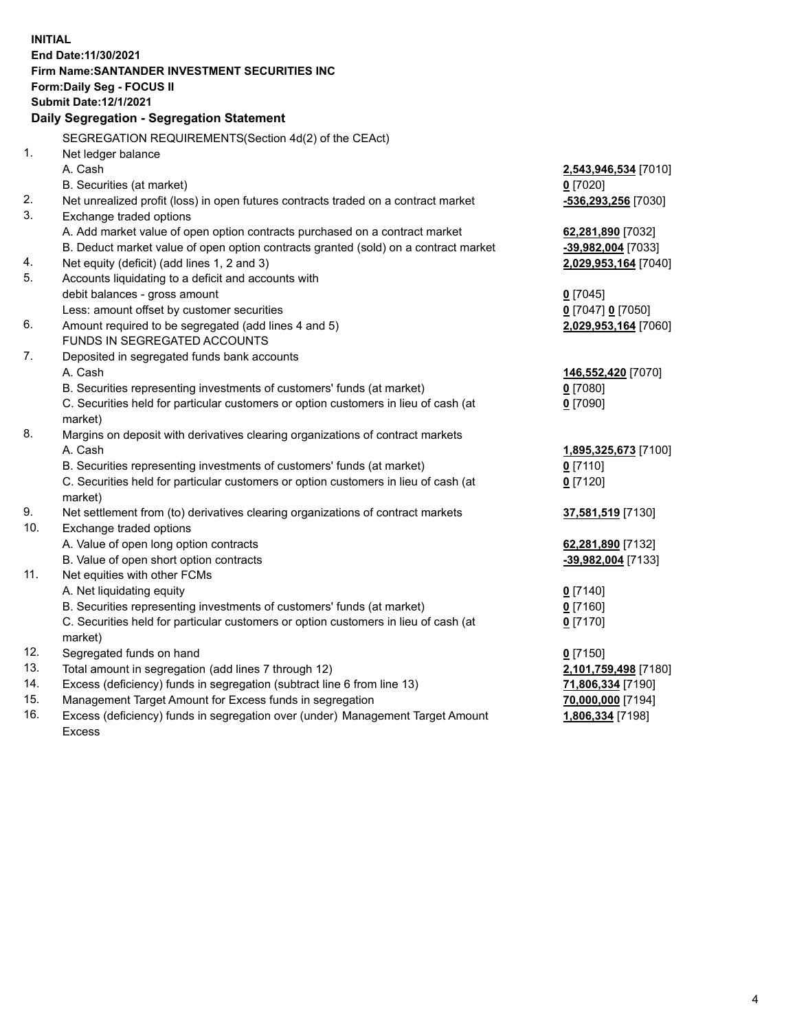**INITIAL**
**End Date:11/30/2021**
**Firm Name:SANTANDER INVESTMENT SECURITIES INC**
**Form:Daily Seg - FOCUS II**
**Submit Date:12/1/2021**

## Daily Segregation - Segregation Statement

| | | |
|---|---|---|
| | SEGREGATION REQUIREMENTS(Section 4d(2) of the CEAct) | |
| 1. | Net ledger balance | |
| | A. Cash | **2,543,946,534** [7010] |
| | B. Securities (at market) | **0** [7020] |
| 2. | Net unrealized profit (loss) in open futures contracts traded on a contract market | **-536,293,256** [7030] |
| 3. | Exchange traded options | |
| | A. Add market value of open option contracts purchased on a contract market | **62,281,890** [7032] |
| | B. Deduct market value of open option contracts granted (sold) on a contract market | **-39,982,004** [7033] |
| 4. | Net equity (deficit) (add lines 1, 2 and 3) | **2,029,953,164** [7040] |
| 5. | Accounts liquidating to a deficit and accounts with debit balances - gross amount | **0** [7045] |
| | Less: amount offset by customer securities | **0** [7047] **0** [7050] |
| 6. | Amount required to be segregated (add lines 4 and 5) | **2,029,953,164** [7060] |
| | FUNDS IN SEGREGATED ACCOUNTS | |
| 7. | Deposited in segregated funds bank accounts | |
| | A. Cash | **146,552,420** [7070] |
| | B. Securities representing investments of customers' funds (at market) | **0** [7080] |
| | C. Securities held for particular customers or option customers in lieu of cash (at market) | **0** [7090] |
| 8. | Margins on deposit with derivatives clearing organizations of contract markets | |
| | A. Cash | **1,895,325,673** [7100] |
| | B. Securities representing investments of customers' funds (at market) | **0** [7110] |
| | C. Securities held for particular customers or option customers in lieu of cash (at market) | **0** [7120] |
| 9. | Net settlement from (to) derivatives clearing organizations of contract markets | **37,581,519** [7130] |
| 10. | Exchange traded options | |
| | A. Value of open long option contracts | **62,281,890** [7132] |
| | B. Value of open short option contracts | **-39,982,004** [7133] |
| 11. | Net equities with other FCMs | |
| | A. Net liquidating equity | **0** [7140] |
| | B. Securities representing investments of customers' funds (at market) | **0** [7160] |
| | C. Securities held for particular customers or option customers in lieu of cash (at market) | **0** [7170] |
| 12. | Segregated funds on hand | **0** [7150] |
| 13. | Total amount in segregation (add lines 7 through 12) | **2,101,759,498** [7180] |
| 14. | Excess (deficiency) funds in segregation (subtract line 6 from line 13) | **71,806,334** [7190] |
| 15. | Management Target Amount for Excess funds in segregation | **70,000,000** [7194] |
| 16. | Excess (deficiency) funds in segregation over (under) Management Target Amount Excess | **1,806,334** [7198] |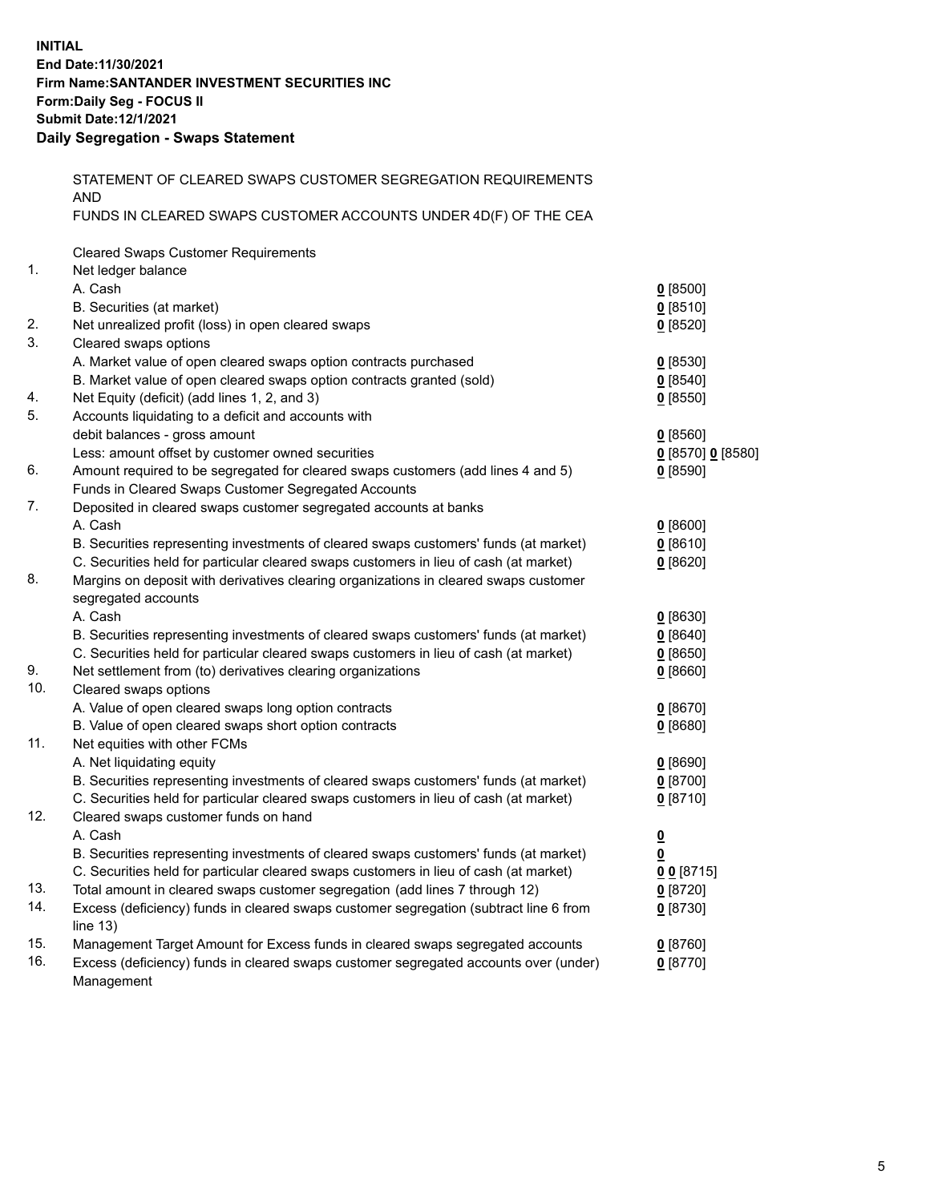**INITIAL**
**End Date:11/30/2021**
**Firm Name:SANTANDER INVESTMENT SECURITIES INC**
**Form:Daily Seg - FOCUS II**
**Submit Date:12/1/2021**
**Daily Segregation - Swaps Statement**

STATEMENT OF CLEARED SWAPS CUSTOMER SEGREGATION REQUIREMENTS AND FUNDS IN CLEARED SWAPS CUSTOMER ACCOUNTS UNDER 4D(F) OF THE CEA

| | | |
|---|---|---|
| | Cleared Swaps Customer Requirements | |
| 1. | Net ledger balance | |
| | A. Cash | 0 [8500] |
| | B. Securities (at market) | 0 [8510] |
| 2. | Net unrealized profit (loss) in open cleared swaps | 0 [8520] |
| 3. | Cleared swaps options | |
| | A. Market value of open cleared swaps option contracts purchased | 0 [8530] |
| | B. Market value of open cleared swaps option contracts granted (sold) | 0 [8540] |
| 4. | Net Equity (deficit) (add lines 1, 2, and 3) | 0 [8550] |
| 5. | Accounts liquidating to a deficit and accounts with debit balances - gross amount | 0 [8560] |
| | Less: amount offset by customer owned securities | 0 [8570] 0 [8580] |
| 6. | Amount required to be segregated for cleared swaps customers (add lines 4 and 5) | 0 [8590] |
| | Funds in Cleared Swaps Customer Segregated Accounts | |
| 7. | Deposited in cleared swaps customer segregated accounts at banks | |
| | A. Cash | 0 [8600] |
| | B. Securities representing investments of cleared swaps customers' funds (at market) | 0 [8610] |
| | C. Securities held for particular cleared swaps customers in lieu of cash (at market) | 0 [8620] |
| 8. | Margins on deposit with derivatives clearing organizations in cleared swaps customer segregated accounts | |
| | A. Cash | 0 [8630] |
| | B. Securities representing investments of cleared swaps customers' funds (at market) | 0 [8640] |
| | C. Securities held for particular cleared swaps customers in lieu of cash (at market) | 0 [8650] |
| 9. | Net settlement from (to) derivatives clearing organizations | 0 [8660] |
| 10. | Cleared swaps options | |
| | A. Value of open cleared swaps long option contracts | 0 [8670] |
| | B. Value of open cleared swaps short option contracts | 0 [8680] |
| 11. | Net equities with other FCMs | |
| | A. Net liquidating equity | 0 [8690] |
| | B. Securities representing investments of cleared swaps customers' funds (at market) | 0 [8700] |
| | C. Securities held for particular cleared swaps customers in lieu of cash (at market) | 0 [8710] |
| 12. | Cleared swaps customer funds on hand | |
| | A. Cash | 0 |
| | B. Securities representing investments of cleared swaps customers' funds (at market) | 0 |
| | C. Securities held for particular cleared swaps customers in lieu of cash (at market) | 0 0 [8715] |
| 13. | Total amount in cleared swaps customer segregation (add lines 7 through 12) | 0 [8720] |
| 14. | Excess (deficiency) funds in cleared swaps customer segregation (subtract line 6 from line 13) | 0 [8730] |
| 15. | Management Target Amount for Excess funds in cleared swaps segregated accounts | 0 [8760] |
| 16. | Excess (deficiency) funds in cleared swaps customer segregated accounts over (under) Management | 0 [8770] |